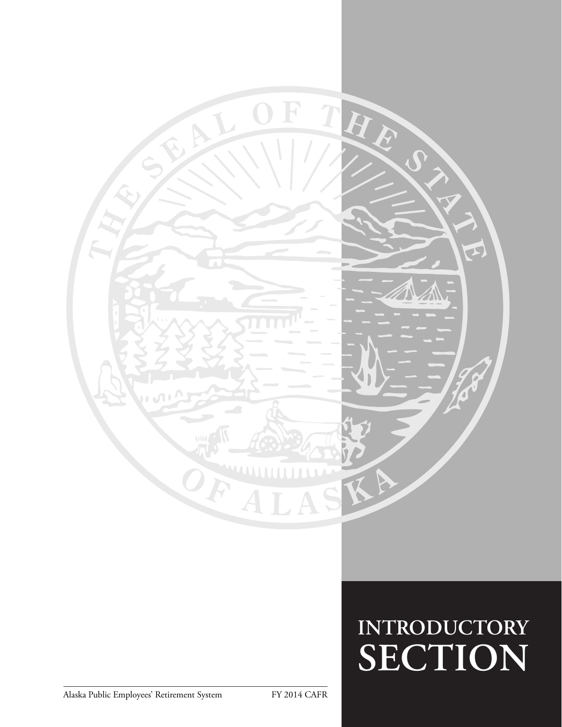# INTRODUCTORY SECTION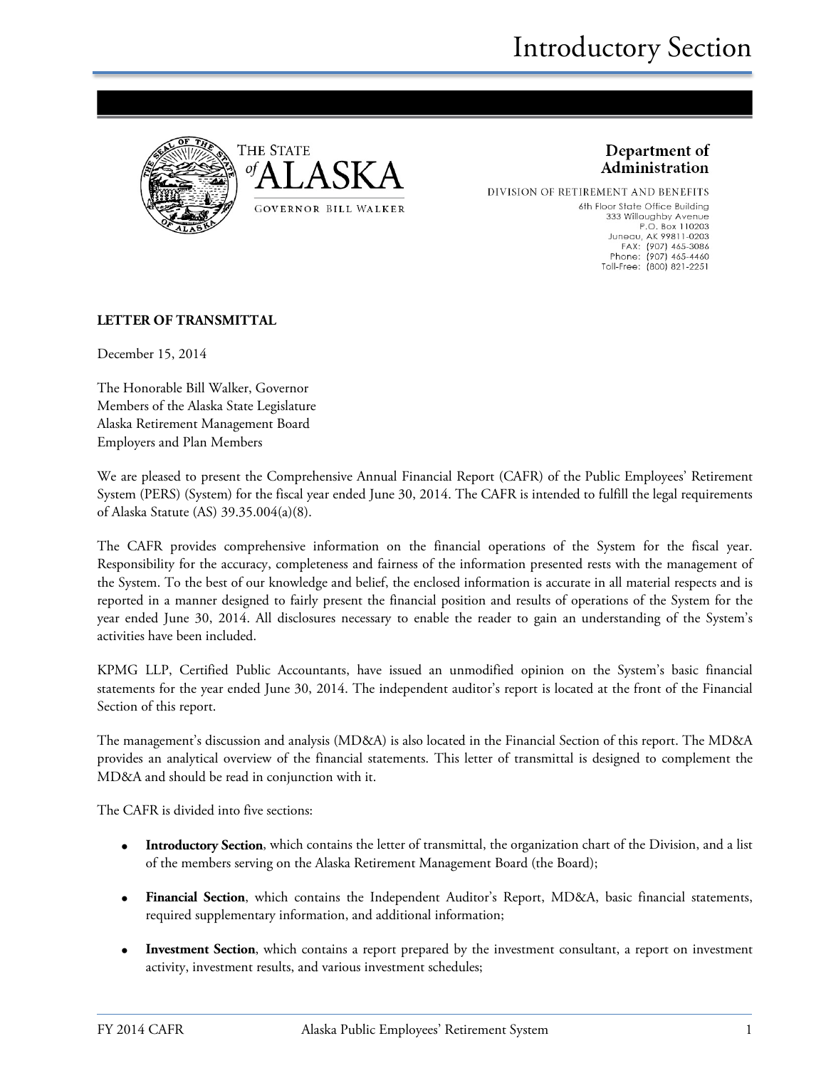THE STATE *of* ALASKA

GOVERNOR BILL WALKER

**Department of Administration**

DIVISION OF RETIREMENT AND BENEFITS

6th Floor State Office Building
333 Willoughby Avenue
P.O. Box 110203
Juneau, AK 99811-0203
FAX: (907) 465-3086
Phone: (907) 465-4460
Toll-Free: (800) 821-2251

**LETTER OF TRANSMITTAL**

December 15, 2014

The Honorable Bill Walker, Governor
Members of the Alaska State Legislature
Alaska Retirement Management Board
Employers and Plan Members

We are pleased to present the Comprehensive Annual Financial Report (CAFR) of the Public Employees' Retirement System (PERS) (System) for the fiscal year ended June 30, 2014. The CAFR is intended to fulfill the legal requirements of Alaska Statute (AS) 39.35.004(a)(8).

The CAFR provides comprehensive information on the financial operations of the System for the fiscal year. Responsibility for the accuracy, completeness and fairness of the information presented rests with the management of the System. To the best of our knowledge and belief, the enclosed information is accurate in all material respects and is reported in a manner designed to fairly present the financial position and results of operations of the System for the year ended June 30, 2014. All disclosures necessary to enable the reader to gain an understanding of the System's activities have been included.

KPMG LLP, Certified Public Accountants, have issued an unmodified opinion on the System's basic financial statements for the year ended June 30, 2014. The independent auditor's report is located at the front of the Financial Section of this report.

The management's discussion and analysis (MD&A) is also located in the Financial Section of this report. The MD&A provides an analytical overview of the financial statements. This letter of transmittal is designed to complement the MD&A and should be read in conjunction with it.

The CAFR is divided into five sections:

- **Introductory Section**, which contains the letter of transmittal, the organization chart of the Division, and a list of the members serving on the Alaska Retirement Management Board (the Board);
- **Financial Section**, which contains the Independent Auditor's Report, MD&A, basic financial statements, required supplementary information, and additional information;
- **Investment Section**, which contains a report prepared by the investment consultant, a report on investment activity, investment results, and various investment schedules;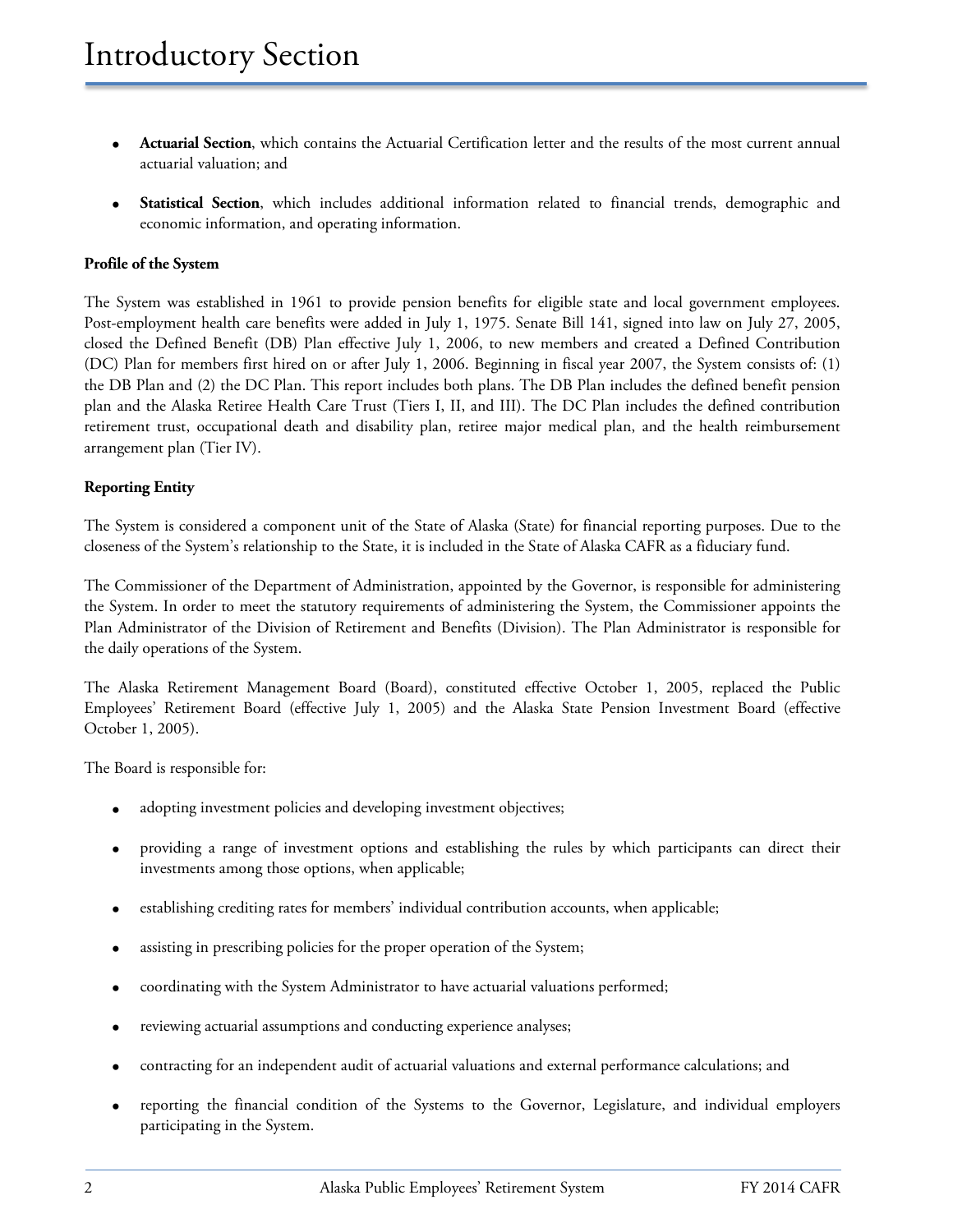- **Actuarial Section**, which contains the Actuarial Certification letter and the results of the most current annual actuarial valuation; and

- **Statistical Section**, which includes additional information related to financial trends, demographic and economic information, and operating information.

**Profile of the System**

The System was established in 1961 to provide pension benefits for eligible state and local government employees. Post-employment health care benefits were added in July 1, 1975. Senate Bill 141, signed into law on July 27, 2005, closed the Defined Benefit (DB) Plan effective July 1, 2006, to new members and created a Defined Contribution (DC) Plan for members first hired on or after July 1, 2006. Beginning in fiscal year 2007, the System consists of: (1) the DB Plan and (2) the DC Plan. This report includes both plans. The DB Plan includes the defined benefit pension plan and the Alaska Retiree Health Care Trust (Tiers I, II, and III). The DC Plan includes the defined contribution retirement trust, occupational death and disability plan, retiree major medical plan, and the health reimbursement arrangement plan (Tier IV).

**Reporting Entity**

The System is considered a component unit of the State of Alaska (State) for financial reporting purposes. Due to the closeness of the System's relationship to the State, it is included in the State of Alaska CAFR as a fiduciary fund.

The Commissioner of the Department of Administration, appointed by the Governor, is responsible for administering the System. In order to meet the statutory requirements of administering the System, the Commissioner appoints the Plan Administrator of the Division of Retirement and Benefits (Division). The Plan Administrator is responsible for the daily operations of the System.

The Alaska Retirement Management Board (Board), constituted effective October 1, 2005, replaced the Public Employees' Retirement Board (effective July 1, 2005) and the Alaska State Pension Investment Board (effective October 1, 2005).

The Board is responsible for:

- adopting investment policies and developing investment objectives;

- providing a range of investment options and establishing the rules by which participants can direct their investments among those options, when applicable;

- establishing crediting rates for members' individual contribution accounts, when applicable;

- assisting in prescribing policies for the proper operation of the System;

- coordinating with the System Administrator to have actuarial valuations performed;

- reviewing actuarial assumptions and conducting experience analyses;

- contracting for an independent audit of actuarial valuations and external performance calculations; and

- reporting the financial condition of the Systems to the Governor, Legislature, and individual employers participating in the System.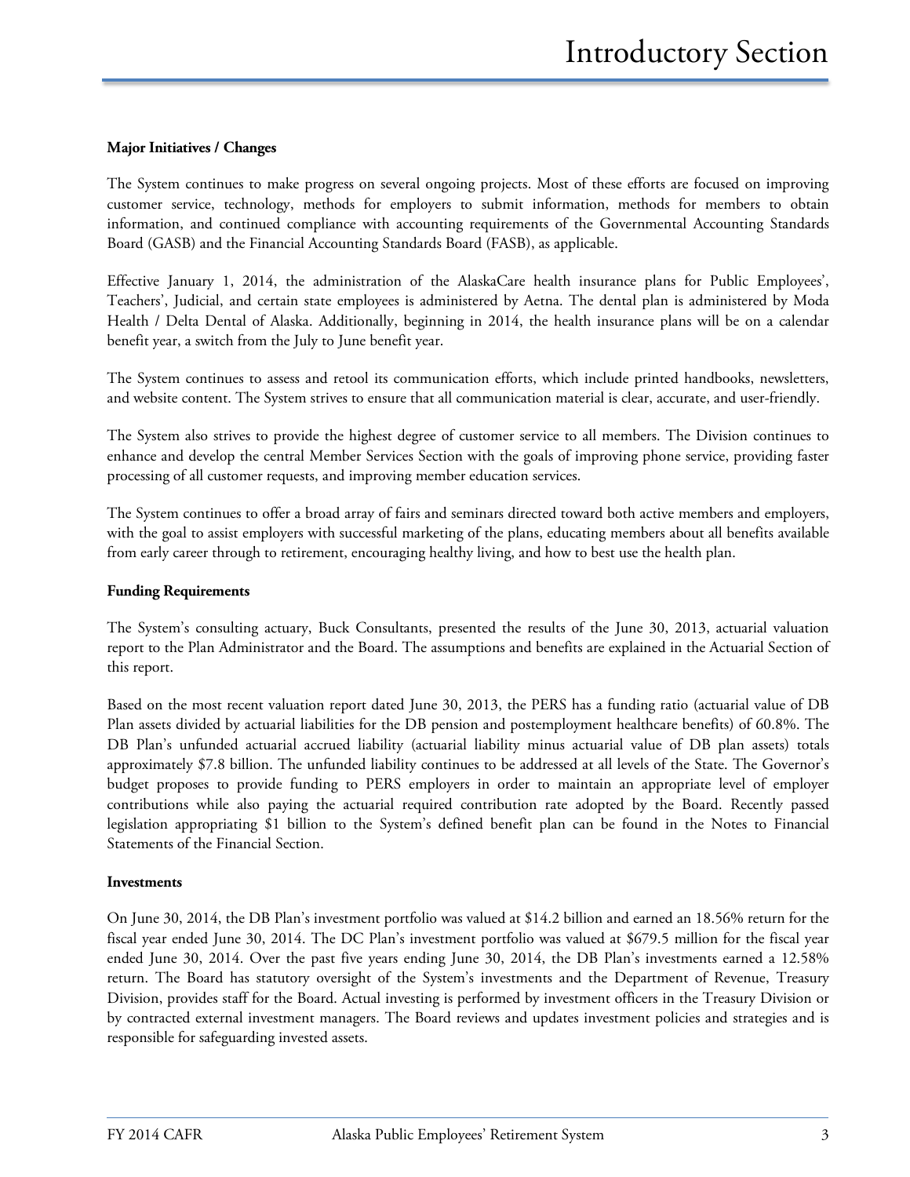**Major Initiatives / Changes**

The System continues to make progress on several ongoing projects. Most of these efforts are focused on improving customer service, technology, methods for employers to submit information, methods for members to obtain information, and continued compliance with accounting requirements of the Governmental Accounting Standards Board (GASB) and the Financial Accounting Standards Board (FASB), as applicable.

Effective January 1, 2014, the administration of the AlaskaCare health insurance plans for Public Employees', Teachers', Judicial, and certain state employees is administered by Aetna. The dental plan is administered by Moda Health / Delta Dental of Alaska. Additionally, beginning in 2014, the health insurance plans will be on a calendar benefit year, a switch from the July to June benefit year.

The System continues to assess and retool its communication efforts, which include printed handbooks, newsletters, and website content. The System strives to ensure that all communication material is clear, accurate, and user-friendly.

The System also strives to provide the highest degree of customer service to all members. The Division continues to enhance and develop the central Member Services Section with the goals of improving phone service, providing faster processing of all customer requests, and improving member education services.

The System continues to offer a broad array of fairs and seminars directed toward both active members and employers, with the goal to assist employers with successful marketing of the plans, educating members about all benefits available from early career through to retirement, encouraging healthy living, and how to best use the health plan.

**Funding Requirements**

The System's consulting actuary, Buck Consultants, presented the results of the June 30, 2013, actuarial valuation report to the Plan Administrator and the Board. The assumptions and benefits are explained in the Actuarial Section of this report.

Based on the most recent valuation report dated June 30, 2013, the PERS has a funding ratio (actuarial value of DB Plan assets divided by actuarial liabilities for the DB pension and postemployment healthcare benefits) of 60.8%. The DB Plan's unfunded actuarial accrued liability (actuarial liability minus actuarial value of DB plan assets) totals approximately $7.8 billion. The unfunded liability continues to be addressed at all levels of the State. The Governor's budget proposes to provide funding to PERS employers in order to maintain an appropriate level of employer contributions while also paying the actuarial required contribution rate adopted by the Board. Recently passed legislation appropriating $1 billion to the System's defined benefit plan can be found in the Notes to Financial Statements of the Financial Section.

**Investments**

On June 30, 2014, the DB Plan's investment portfolio was valued at $14.2 billion and earned an 18.56% return for the fiscal year ended June 30, 2014. The DC Plan's investment portfolio was valued at $679.5 million for the fiscal year ended June 30, 2014. Over the past five years ending June 30, 2014, the DB Plan's investments earned a 12.58% return. The Board has statutory oversight of the System's investments and the Department of Revenue, Treasury Division, provides staff for the Board. Actual investing is performed by investment officers in the Treasury Division or by contracted external investment managers. The Board reviews and updates investment policies and strategies and is responsible for safeguarding invested assets.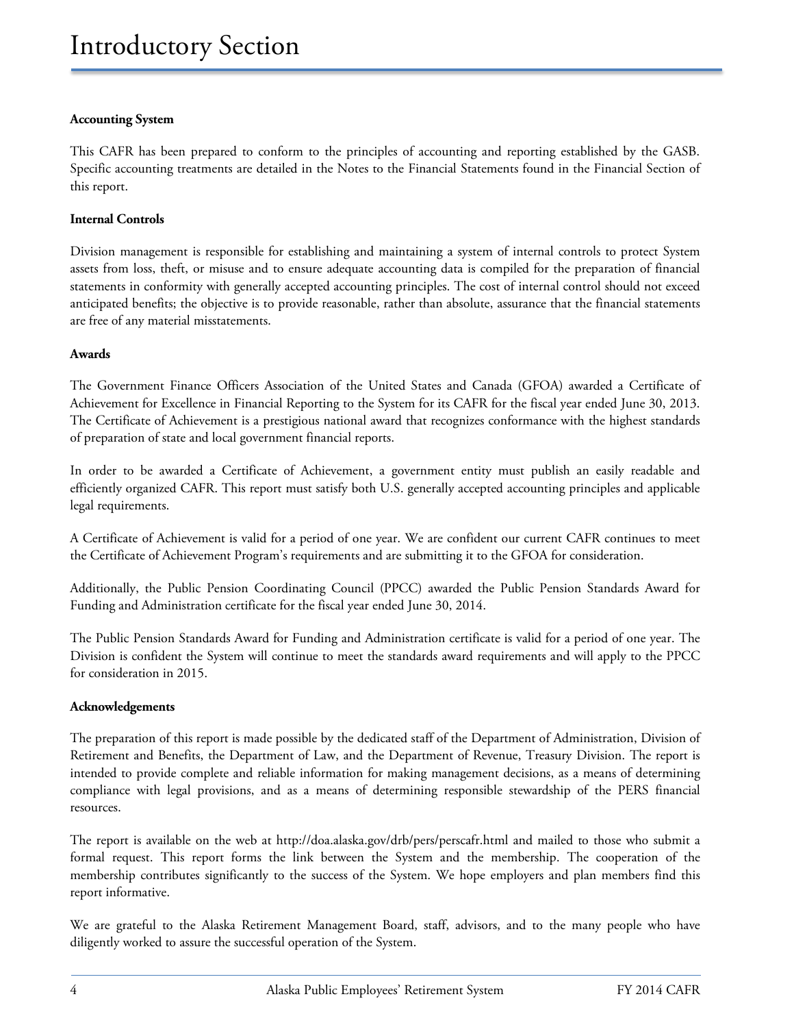# Introductory Section

**Accounting System**

This CAFR has been prepared to conform to the principles of accounting and reporting established by the GASB. Specific accounting treatments are detailed in the Notes to the Financial Statements found in the Financial Section of this report.

**Internal Controls**

Division management is responsible for establishing and maintaining a system of internal controls to protect System assets from loss, theft, or misuse and to ensure adequate accounting data is compiled for the preparation of financial statements in conformity with generally accepted accounting principles. The cost of internal control should not exceed anticipated benefits; the objective is to provide reasonable, rather than absolute, assurance that the financial statements are free of any material misstatements.

**Awards**

The Government Finance Officers Association of the United States and Canada (GFOA) awarded a Certificate of Achievement for Excellence in Financial Reporting to the System for its CAFR for the fiscal year ended June 30, 2013. The Certificate of Achievement is a prestigious national award that recognizes conformance with the highest standards of preparation of state and local government financial reports.

In order to be awarded a Certificate of Achievement, a government entity must publish an easily readable and efficiently organized CAFR. This report must satisfy both U.S. generally accepted accounting principles and applicable legal requirements.

A Certificate of Achievement is valid for a period of one year. We are confident our current CAFR continues to meet the Certificate of Achievement Program's requirements and are submitting it to the GFOA for consideration.

Additionally, the Public Pension Coordinating Council (PPCC) awarded the Public Pension Standards Award for Funding and Administration certificate for the fiscal year ended June 30, 2014.

The Public Pension Standards Award for Funding and Administration certificate is valid for a period of one year. The Division is confident the System will continue to meet the standards award requirements and will apply to the PPCC for consideration in 2015.

**Acknowledgements**

The preparation of this report is made possible by the dedicated staff of the Department of Administration, Division of Retirement and Benefits, the Department of Law, and the Department of Revenue, Treasury Division. The report is intended to provide complete and reliable information for making management decisions, as a means of determining compliance with legal provisions, and as a means of determining responsible stewardship of the PERS financial resources.

The report is available on the web at http://doa.alaska.gov/drb/pers/perscafr.html and mailed to those who submit a formal request. This report forms the link between the System and the membership. The cooperation of the membership contributes significantly to the success of the System. We hope employers and plan members find this report informative.

We are grateful to the Alaska Retirement Management Board, staff, advisors, and to the many people who have diligently worked to assure the successful operation of the System.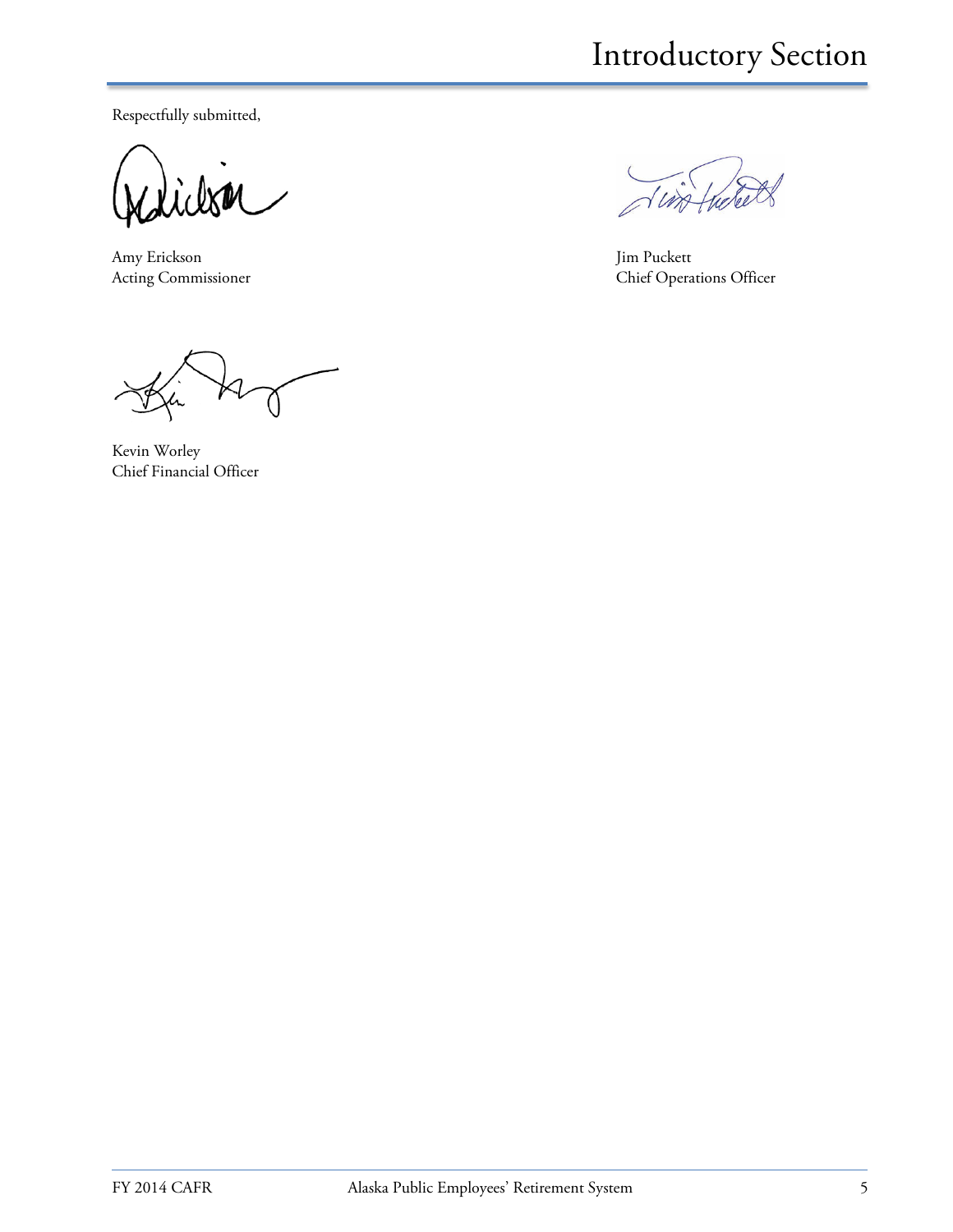Respectfully submitted,

Amy Erickson
Acting Commissioner

Jim Puckett
Chief Operations Officer

Kevin Worley
Chief Financial Officer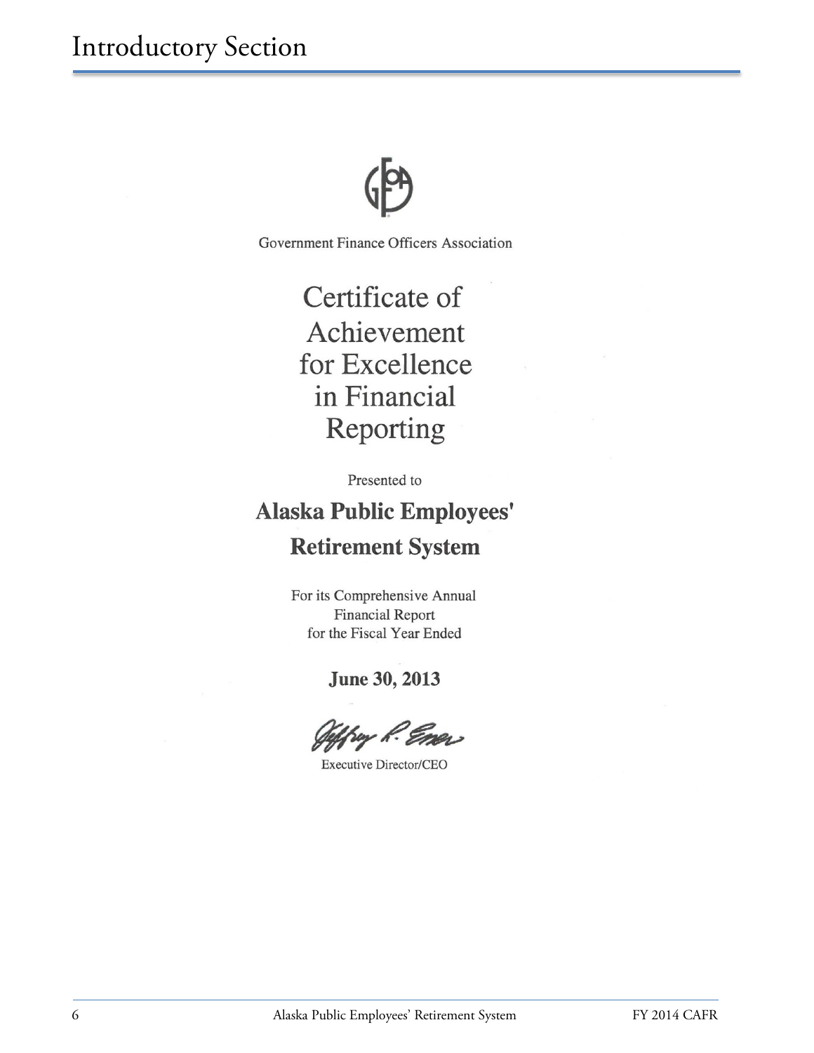# Introductory Section

Government Finance Officers Association

## Certificate of Achievement for Excellence in Financial Reporting

Presented to

**Alaska Public Employees' Retirement System**

For its Comprehensive Annual Financial Report for the Fiscal Year Ended

**June 30, 2013**

Jeffrey R. Emer

Executive Director/CEO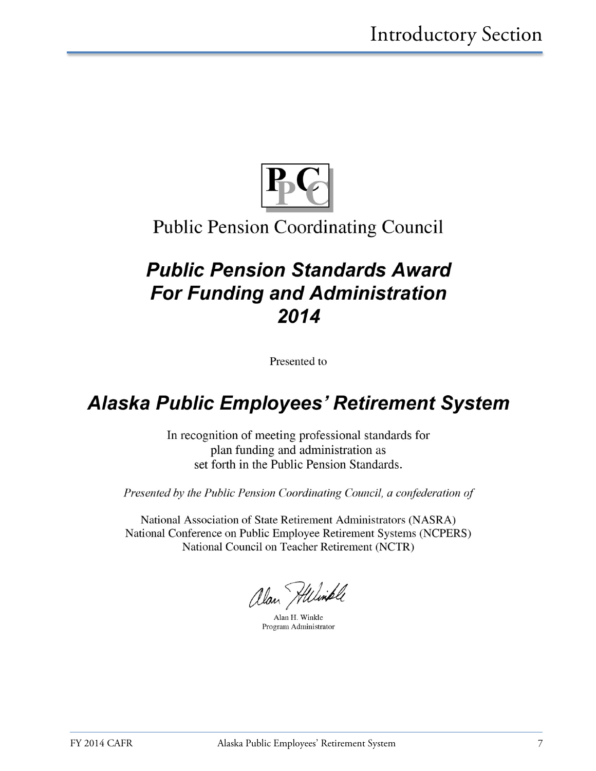PPC

Public Pension Coordinating Council

## *Public Pension Standards Award For Funding and Administration 2014*

Presented to

## *Alaska Public Employees' Retirement System*

In recognition of meeting professional standards for plan funding and administration as set forth in the Public Pension Standards.

*Presented by the Public Pension Coordinating Council, a confederation of*

National Association of State Retirement Administrators (NASRA)
National Conference on Public Employee Retirement Systems (NCPERS)
National Council on Teacher Retirement (NCTR)

Alan H. Winkle
Program Administrator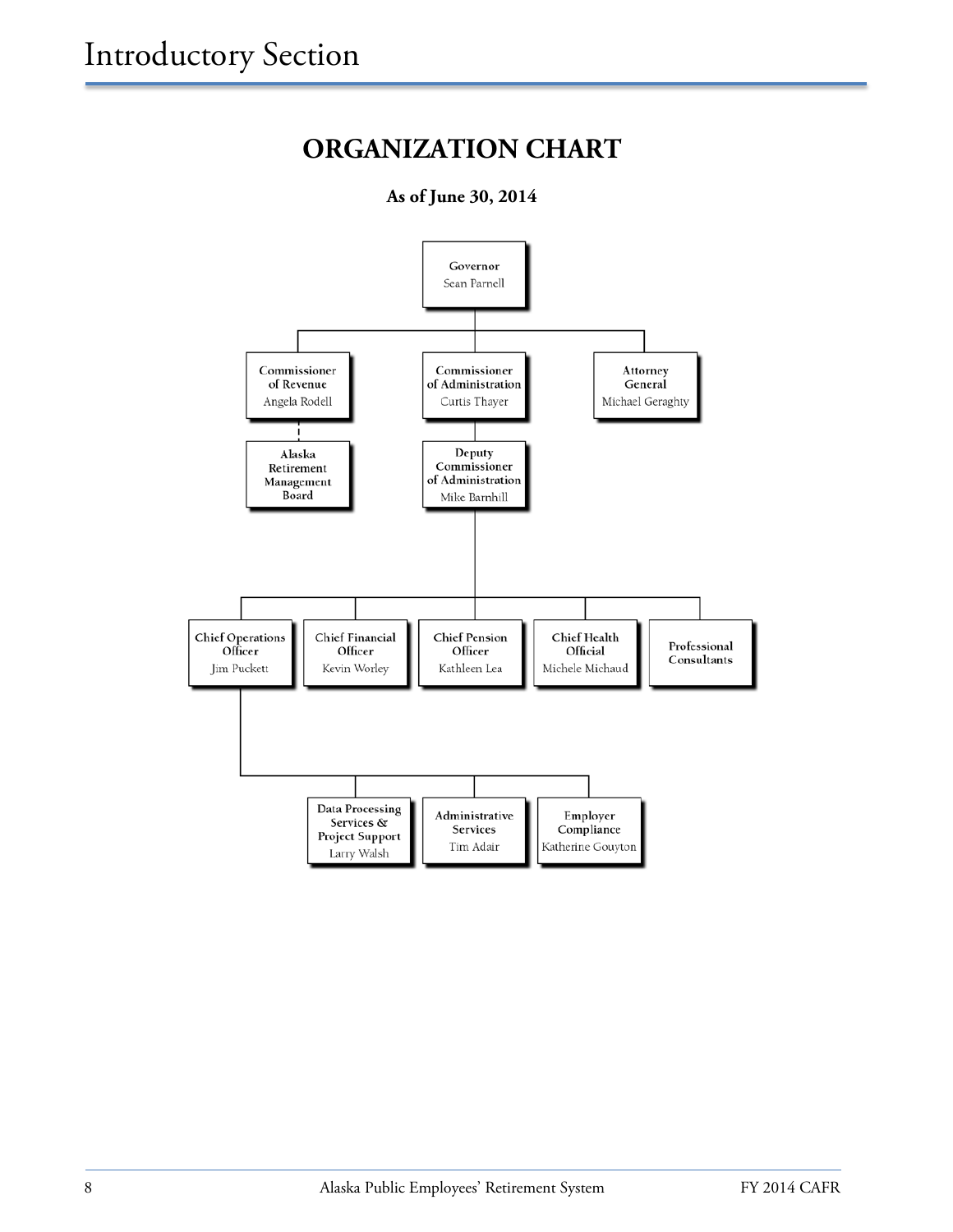# ORGANIZATION CHART

**As of June 30, 2014**

- **Governor** – Sean Parnell
  - **Commissioner of Revenue** – Angela Rodell
    - **Alaska Retirement Management Board**
  - **Commissioner of Administration** – Curtis Thayer
    - **Deputy Commissioner of Administration** – Mike Barnhill
      - **Chief Operations Officer** – Jim Puckett
        - **Data Processing Services & Project Support** – Larry Walsh
        - **Administrative Services** – Tim Adair
        - **Employer Compliance** – Katherine Gouyton
      - **Chief Financial Officer** – Kevin Worley
      - **Chief Pension Officer** – Kathleen Lea
      - **Chief Health Official** – Michele Michaud
      - **Professional Consultants**
  - **Attorney General** – Michael Geraghty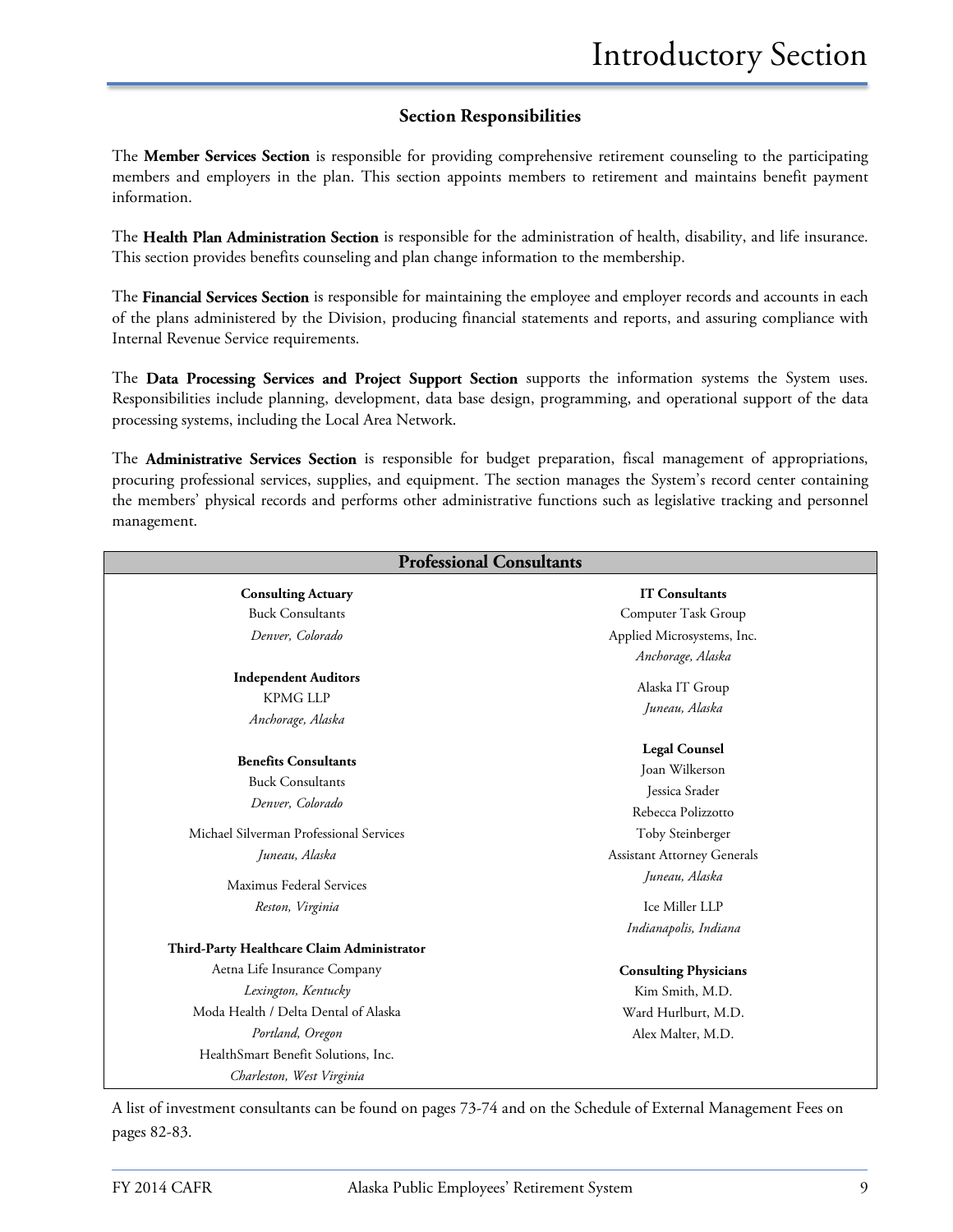## Section Responsibilities

The **Member Services Section** is responsible for providing comprehensive retirement counseling to the participating members and employers in the plan. This section appoints members to retirement and maintains benefit payment information.

The **Health Plan Administration Section** is responsible for the administration of health, disability, and life insurance. This section provides benefits counseling and plan change information to the membership.

The **Financial Services Section** is responsible for maintaining the employee and employer records and accounts in each of the plans administered by the Division, producing financial statements and reports, and assuring compliance with Internal Revenue Service requirements.

The **Data Processing Services and Project Support Section** supports the information systems the System uses. Responsibilities include planning, development, data base design, programming, and operational support of the data processing systems, including the Local Area Network.

The **Administrative Services Section** is responsible for budget preparation, fiscal management of appropriations, procuring professional services, supplies, and equipment. The section manages the System's record center containing the members' physical records and performs other administrative functions such as legislative tracking and personnel management.

## Professional Consultants

**Consulting Actuary**
Buck Consultants
*Denver, Colorado*

**Independent Auditors**
KPMG LLP
*Anchorage, Alaska*

**Benefits Consultants**
Buck Consultants
*Denver, Colorado*

Michael Silverman Professional Services
*Juneau, Alaska*

Maximus Federal Services
*Reston, Virginia*

**Third-Party Healthcare Claim Administrator**
Aetna Life Insurance Company
*Lexington, Kentucky*
Moda Health / Delta Dental of Alaska
*Portland, Oregon*
HealthSmart Benefit Solutions, Inc.
*Charleston, West Virginia*

**IT Consultants**
Computer Task Group
Applied Microsystems, Inc.
*Anchorage, Alaska*

Alaska IT Group
*Juneau, Alaska*

**Legal Counsel**
Joan Wilkerson
Jessica Srader
Rebecca Polizzotto
Toby Steinberger
Assistant Attorney Generals
*Juneau, Alaska*

Ice Miller LLP
*Indianapolis, Indiana*

**Consulting Physicians**
Kim Smith, M.D.
Ward Hurlburt, M.D.
Alex Malter, M.D.

A list of investment consultants can be found on pages 73-74 and on the Schedule of External Management Fees on pages 82-83.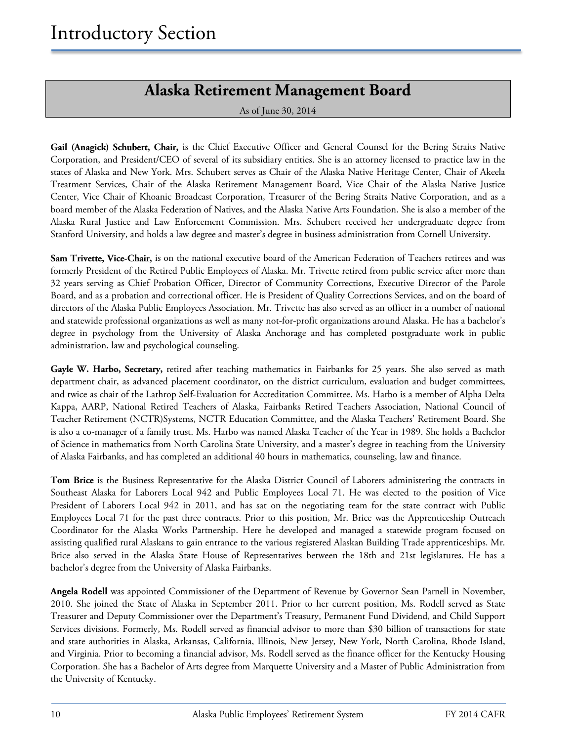# Introductory Section

## Alaska Retirement Management Board

As of June 30, 2014

**Gail (Anagick) Schubert, Chair,** is the Chief Executive Officer and General Counsel for the Bering Straits Native Corporation, and President/CEO of several of its subsidiary entities. She is an attorney licensed to practice law in the states of Alaska and New York. Mrs. Schubert serves as Chair of the Alaska Native Heritage Center, Chair of Akeela Treatment Services, Chair of the Alaska Retirement Management Board, Vice Chair of the Alaska Native Justice Center, Vice Chair of Khoanic Broadcast Corporation, Treasurer of the Bering Straits Native Corporation, and as a board member of the Alaska Federation of Natives, and the Alaska Native Arts Foundation. She is also a member of the Alaska Rural Justice and Law Enforcement Commission. Mrs. Schubert received her undergraduate degree from Stanford University, and holds a law degree and master's degree in business administration from Cornell University.

**Sam Trivette, Vice-Chair,** is on the national executive board of the American Federation of Teachers retirees and was formerly President of the Retired Public Employees of Alaska. Mr. Trivette retired from public service after more than 32 years serving as Chief Probation Officer, Director of Community Corrections, Executive Director of the Parole Board, and as a probation and correctional officer. He is President of Quality Corrections Services, and on the board of directors of the Alaska Public Employees Association. Mr. Trivette has also served as an officer in a number of national and statewide professional organizations as well as many not-for-profit organizations around Alaska. He has a bachelor's degree in psychology from the University of Alaska Anchorage and has completed postgraduate work in public administration, law and psychological counseling.

**Gayle W. Harbo, Secretary,** retired after teaching mathematics in Fairbanks for 25 years. She also served as math department chair, as advanced placement coordinator, on the district curriculum, evaluation and budget committees, and twice as chair of the Lathrop Self-Evaluation for Accreditation Committee. Ms. Harbo is a member of Alpha Delta Kappa, AARP, National Retired Teachers of Alaska, Fairbanks Retired Teachers Association, National Council of Teacher Retirement (NCTR)Systems, NCTR Education Committee, and the Alaska Teachers' Retirement Board. She is also a co-manager of a family trust. Ms. Harbo was named Alaska Teacher of the Year in 1989. She holds a Bachelor of Science in mathematics from North Carolina State University, and a master's degree in teaching from the University of Alaska Fairbanks, and has completed an additional 40 hours in mathematics, counseling, law and finance.

**Tom Brice** is the Business Representative for the Alaska District Council of Laborers administering the contracts in Southeast Alaska for Laborers Local 942 and Public Employees Local 71. He was elected to the position of Vice President of Laborers Local 942 in 2011, and has sat on the negotiating team for the state contract with Public Employees Local 71 for the past three contracts. Prior to this position, Mr. Brice was the Apprenticeship Outreach Coordinator for the Alaska Works Partnership. Here he developed and managed a statewide program focused on assisting qualified rural Alaskans to gain entrance to the various registered Alaskan Building Trade apprenticeships. Mr. Brice also served in the Alaska State House of Representatives between the 18th and 21st legislatures. He has a bachelor's degree from the University of Alaska Fairbanks.

**Angela Rodell** was appointed Commissioner of the Department of Revenue by Governor Sean Parnell in November, 2010. She joined the State of Alaska in September 2011. Prior to her current position, Ms. Rodell served as State Treasurer and Deputy Commissioner over the Department's Treasury, Permanent Fund Dividend, and Child Support Services divisions. Formerly, Ms. Rodell served as financial advisor to more than $30 billion of transactions for state and state authorities in Alaska, Arkansas, California, Illinois, New Jersey, New York, North Carolina, Rhode Island, and Virginia. Prior to becoming a financial advisor, Ms. Rodell served as the finance officer for the Kentucky Housing Corporation. She has a Bachelor of Arts degree from Marquette University and a Master of Public Administration from the University of Kentucky.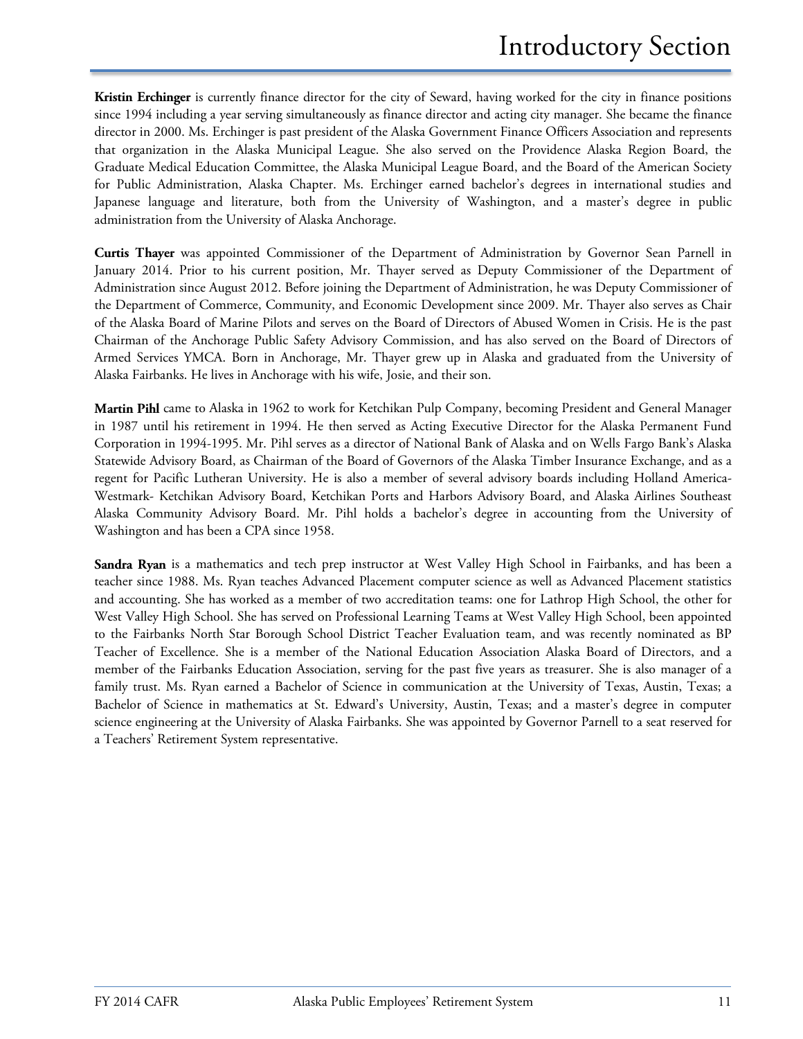**Kristin Erchinger** is currently finance director for the city of Seward, having worked for the city in finance positions since 1994 including a year serving simultaneously as finance director and acting city manager. She became the finance director in 2000. Ms. Erchinger is past president of the Alaska Government Finance Officers Association and represents that organization in the Alaska Municipal League. She also served on the Providence Alaska Region Board, the Graduate Medical Education Committee, the Alaska Municipal League Board, and the Board of the American Society for Public Administration, Alaska Chapter. Ms. Erchinger earned bachelor's degrees in international studies and Japanese language and literature, both from the University of Washington, and a master's degree in public administration from the University of Alaska Anchorage.

**Curtis Thayer** was appointed Commissioner of the Department of Administration by Governor Sean Parnell in January 2014. Prior to his current position, Mr. Thayer served as Deputy Commissioner of the Department of Administration since August 2012. Before joining the Department of Administration, he was Deputy Commissioner of the Department of Commerce, Community, and Economic Development since 2009. Mr. Thayer also serves as Chair of the Alaska Board of Marine Pilots and serves on the Board of Directors of Abused Women in Crisis. He is the past Chairman of the Anchorage Public Safety Advisory Commission, and has also served on the Board of Directors of Armed Services YMCA. Born in Anchorage, Mr. Thayer grew up in Alaska and graduated from the University of Alaska Fairbanks. He lives in Anchorage with his wife, Josie, and their son.

**Martin Pihl** came to Alaska in 1962 to work for Ketchikan Pulp Company, becoming President and General Manager in 1987 until his retirement in 1994. He then served as Acting Executive Director for the Alaska Permanent Fund Corporation in 1994-1995. Mr. Pihl serves as a director of National Bank of Alaska and on Wells Fargo Bank's Alaska Statewide Advisory Board, as Chairman of the Board of Governors of the Alaska Timber Insurance Exchange, and as a regent for Pacific Lutheran University. He is also a member of several advisory boards including Holland America-Westmark- Ketchikan Advisory Board, Ketchikan Ports and Harbors Advisory Board, and Alaska Airlines Southeast Alaska Community Advisory Board. Mr. Pihl holds a bachelor's degree in accounting from the University of Washington and has been a CPA since 1958.

**Sandra Ryan** is a mathematics and tech prep instructor at West Valley High School in Fairbanks, and has been a teacher since 1988. Ms. Ryan teaches Advanced Placement computer science as well as Advanced Placement statistics and accounting. She has worked as a member of two accreditation teams: one for Lathrop High School, the other for West Valley High School. She has served on Professional Learning Teams at West Valley High School, been appointed to the Fairbanks North Star Borough School District Teacher Evaluation team, and was recently nominated as BP Teacher of Excellence. She is a member of the National Education Association Alaska Board of Directors, and a member of the Fairbanks Education Association, serving for the past five years as treasurer. She is also manager of a family trust. Ms. Ryan earned a Bachelor of Science in communication at the University of Texas, Austin, Texas; a Bachelor of Science in mathematics at St. Edward's University, Austin, Texas; and a master's degree in computer science engineering at the University of Alaska Fairbanks. She was appointed by Governor Parnell to a seat reserved for a Teachers' Retirement System representative.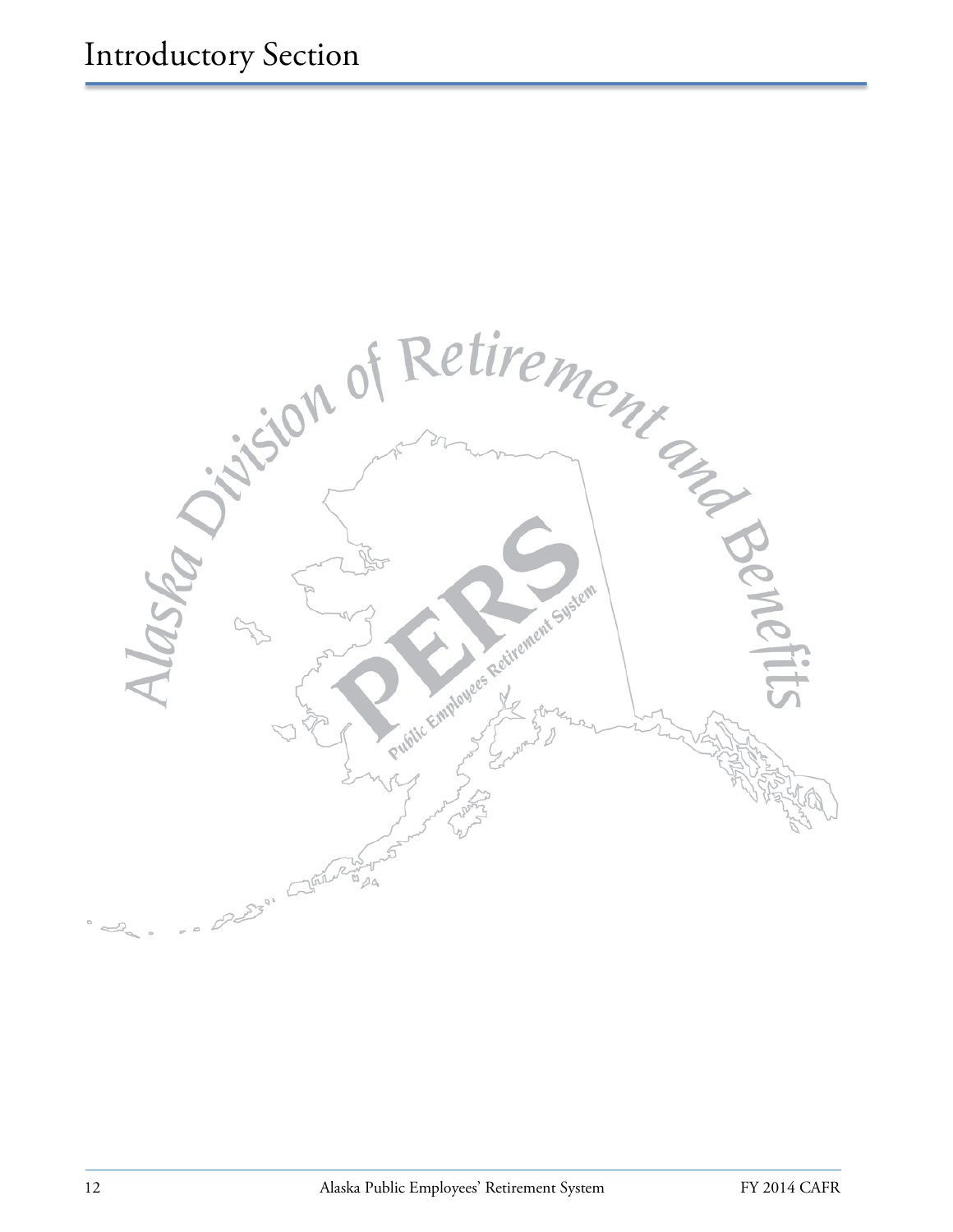# Introductory Section

Alaska Division of Retirement and Benefits

PERS

Public Employees Retirement System